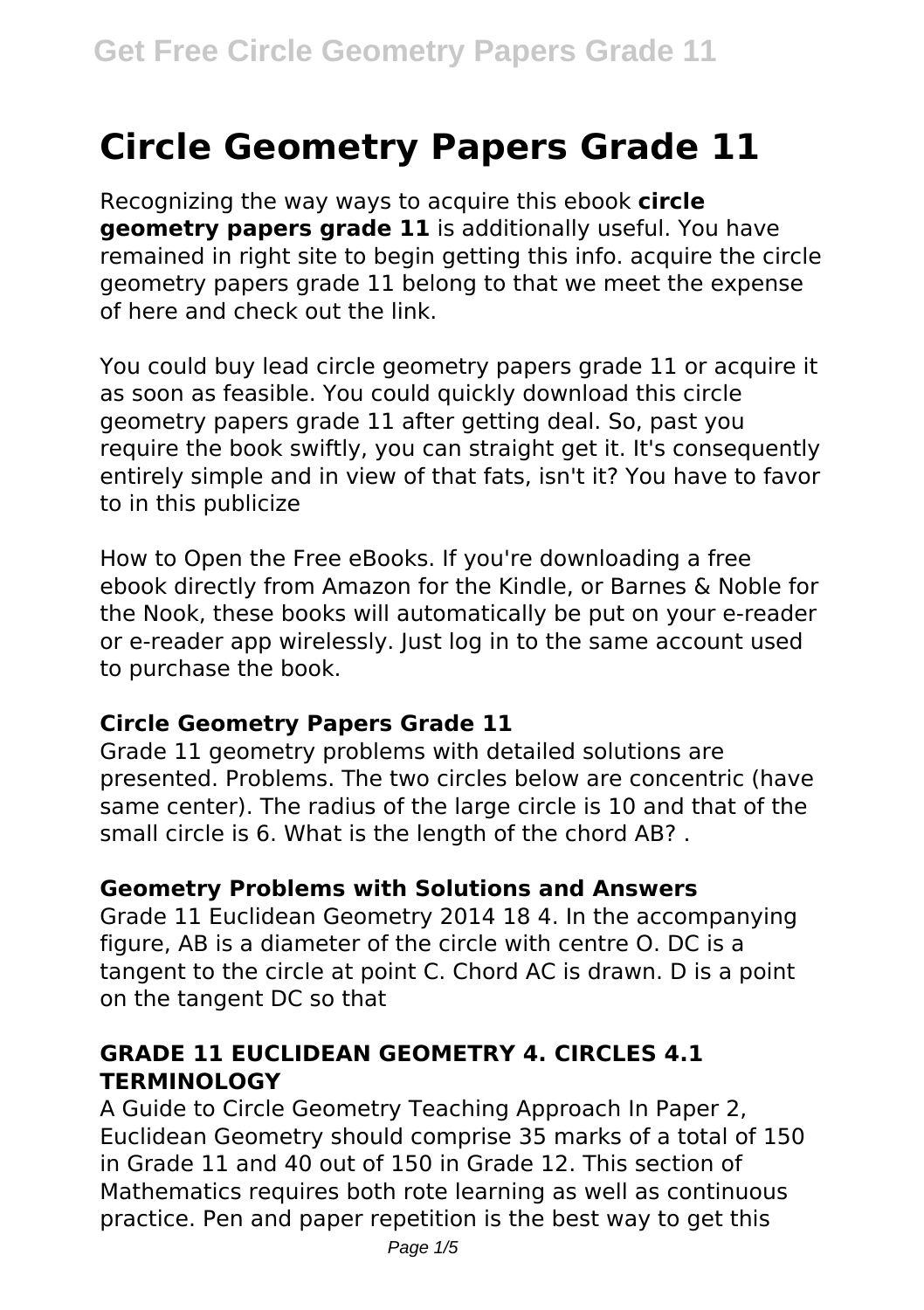# Circle Geometry Papers Grade 11

Recognizing the way ways to acquire this ebook **circle geometry papers grade 11** is additionally useful. You have remained in right site to begin getting this info. acquire the circle geometry papers grade 11 belong to that we meet the expense of here and check out the link.

You could buy lead circle geometry papers grade 11 or acquire it as soon as feasible. You could quickly download this circle geometry papers grade 11 after getting deal. So, past you require the book swiftly, you can straight get it. It's consequently entirely simple and in view of that fats, isn't it? You have to favor to in this publicize

How to Open the Free eBooks. If you're downloading a free ebook directly from Amazon for the Kindle, or Barnes & Noble for the Nook, these books will automatically be put on your e-reader or e-reader app wirelessly. Just log in to the same account used to purchase the book.

### Circle Geometry Papers Grade 11

Grade 11 geometry problems with detailed solutions are presented. Problems. The two circles below are concentric (have same center). The radius of the large circle is 10 and that of the small circle is 6. What is the length of the chord AB? .

### Geometry Problems with Solutions and Answers

Grade 11 Euclidean Geometry 2014 18 4. In the accompanying figure, AB is a diameter of the circle with centre O. DC is a tangent to the circle at point C. Chord AC is drawn. D is a point on the tangent DC so that

### GRADE 11 EUCLIDEAN GEOMETRY 4. CIRCLES 4.1 TERMINOLOGY

A Guide to Circle Geometry Teaching Approach In Paper 2, Euclidean Geometry should comprise 35 marks of a total of 150 in Grade 11 and 40 out of 150 in Grade 12. This section of Mathematics requires both rote learning as well as continuous practice. Pen and paper repetition is the best way to get this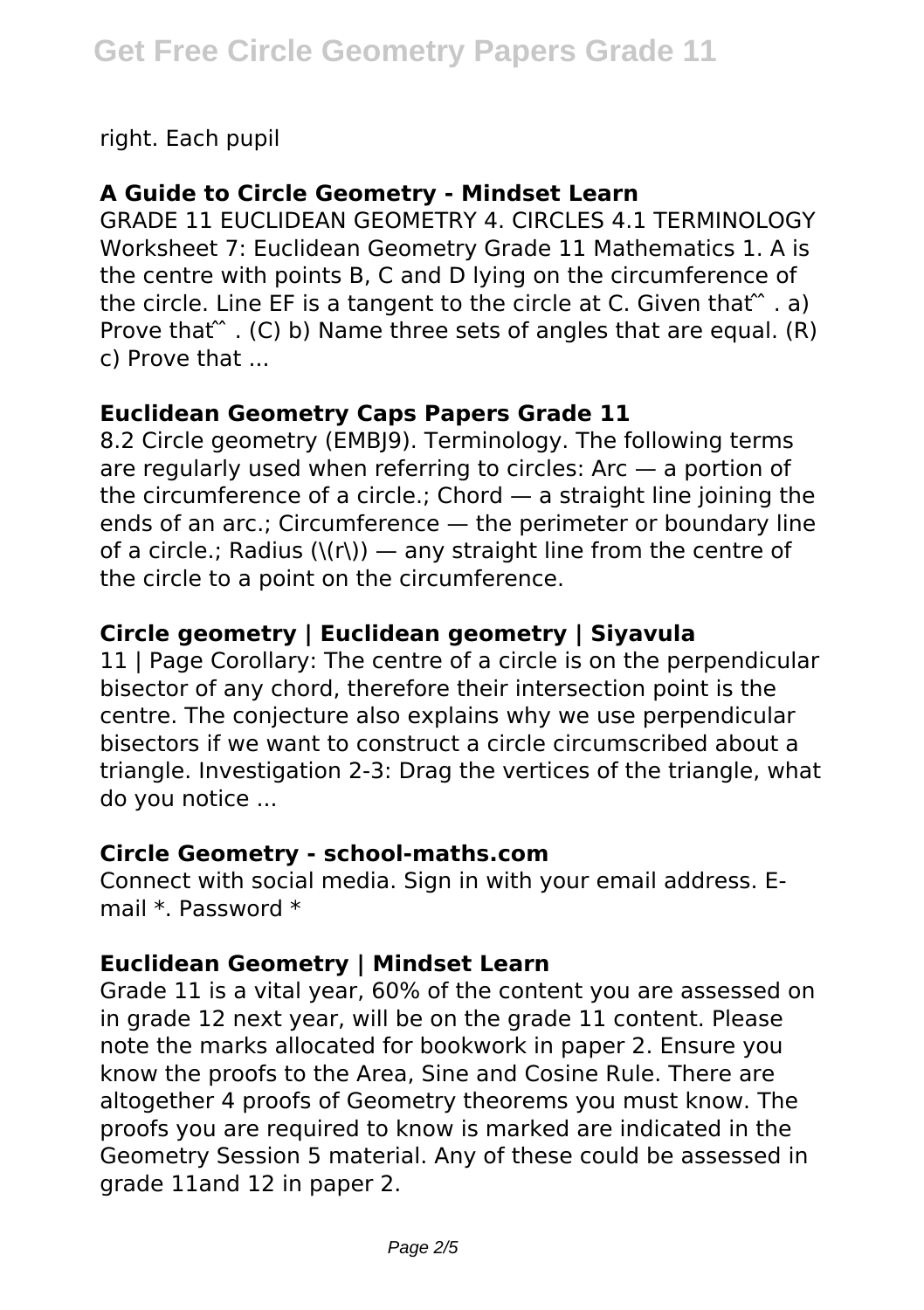right. Each pupil

### A Guide to Circle Geometry - Mindset Learn

GRADE 11 EUCLIDEAN GEOMETRY 4. CIRCLES 4.1 TERMINOLOGY Worksheet 7: Euclidean Geometry Grade 11 Mathematics 1. A is the centre with points B, C and D lying on the circumference of the circle. Line EF is a tangent to the circle at C. Given that ̂̂ . a) Prove that ̂̂ . (C) b) Name three sets of angles that are equal. (R) c) Prove that ...

### Euclidean Geometry Caps Papers Grade 11

8.2 Circle geometry (EMBJ9). Terminology. The following terms are regularly used when referring to circles: Arc — a portion of the circumference of a circle.; Chord — a straight line joining the ends of an arc.; Circumference — the perimeter or boundary line of a circle.; Radius (\(r\)) — any straight line from the centre of the circle to a point on the circumference.

### Circle geometry | Euclidean geometry | Siyavula

11 | Page Corollary: The centre of a circle is on the perpendicular bisector of any chord, therefore their intersection point is the centre. The conjecture also explains why we use perpendicular bisectors if we want to construct a circle circumscribed about a triangle. Investigation 2-3: Drag the vertices of the triangle, what do you notice ...

### Circle Geometry - school-maths.com

Connect with social media. Sign in with your email address. E-mail *. Password *

### Euclidean Geometry | Mindset Learn

Grade 11 is a vital year, 60% of the content you are assessed on in grade 12 next year, will be on the grade 11 content. Please note the marks allocated for bookwork in paper 2. Ensure you know the proofs to the Area, Sine and Cosine Rule. There are altogether 4 proofs of Geometry theorems you must know. The proofs you are required to know is marked are indicated in the Geometry Session 5 material. Any of these could be assessed in grade 11and 12 in paper 2.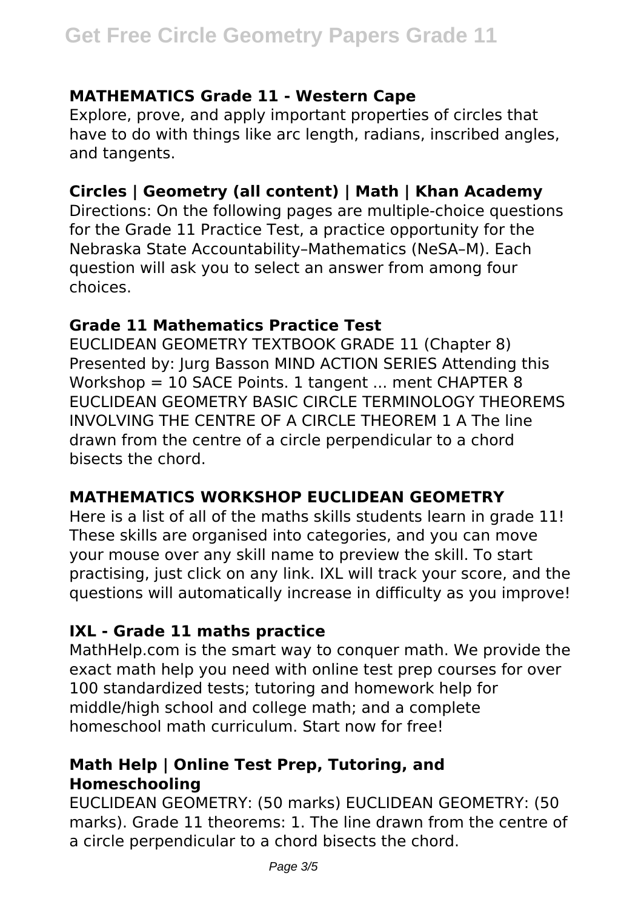### MATHEMATICS Grade 11 - Western Cape

Explore, prove, and apply important properties of circles that have to do with things like arc length, radians, inscribed angles, and tangents.

### Circles | Geometry (all content) | Math | Khan Academy

Directions: On the following pages are multiple-choice questions for the Grade 11 Practice Test, a practice opportunity for the Nebraska State Accountability–Mathematics (NeSA–M). Each question will ask you to select an answer from among four choices.

### Grade 11 Mathematics Practice Test

EUCLIDEAN GEOMETRY TEXTBOOK GRADE 11 (Chapter 8) Presented by: Jurg Basson MIND ACTION SERIES Attending this Workshop = 10 SACE Points. 1 tangent ... ment CHAPTER 8 EUCLIDEAN GEOMETRY BASIC CIRCLE TERMINOLOGY THEOREMS INVOLVING THE CENTRE OF A CIRCLE THEOREM 1 A The line drawn from the centre of a circle perpendicular to a chord bisects the chord.

### MATHEMATICS WORKSHOP EUCLIDEAN GEOMETRY

Here is a list of all of the maths skills students learn in grade 11! These skills are organised into categories, and you can move your mouse over any skill name to preview the skill. To start practising, just click on any link. IXL will track your score, and the questions will automatically increase in difficulty as you improve!

### IXL - Grade 11 maths practice

MathHelp.com is the smart way to conquer math. We provide the exact math help you need with online test prep courses for over 100 standardized tests; tutoring and homework help for middle/high school and college math; and a complete homeschool math curriculum. Start now for free!

### Math Help | Online Test Prep, Tutoring, and Homeschooling

EUCLIDEAN GEOMETRY: (50 marks) EUCLIDEAN GEOMETRY: (50 marks). Grade 11 theorems: 1. The line drawn from the centre of a circle perpendicular to a chord bisects the chord.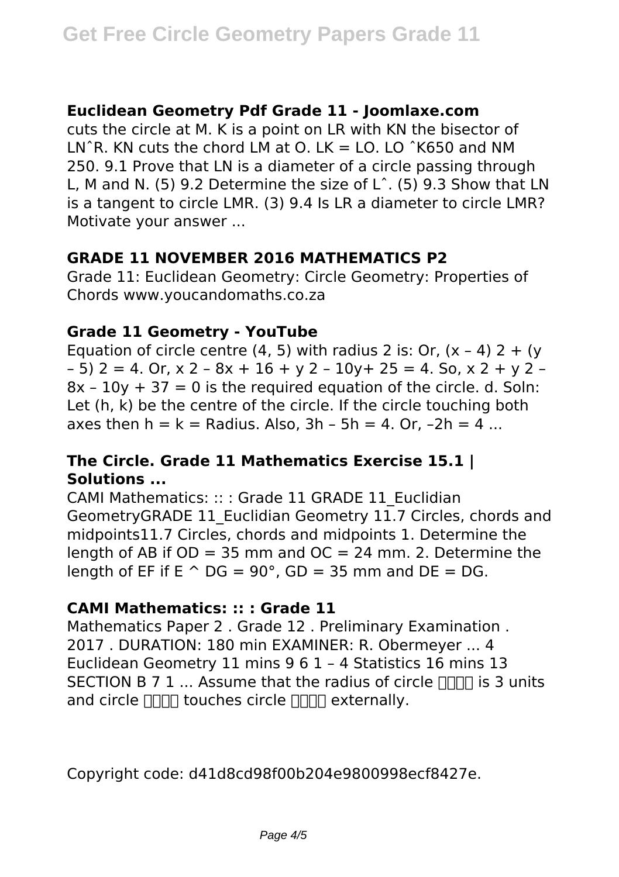### Euclidean Geometry Pdf Grade 11 - Joomlaxe.com

cuts the circle at M. K is a point on LR with KN the bisector of LNˆR. KN cuts the chord LM at O. LK = LO. LO ˆK650 and NM 250. 9.1 Prove that LN is a diameter of a circle passing through L, M and N. (5) 9.2 Determine the size of Lˆ. (5) 9.3 Show that LN is a tangent to circle LMR. (3) 9.4 Is LR a diameter to circle LMR? Motivate your answer ...

### GRADE 11 NOVEMBER 2016 MATHEMATICS P2

Grade 11: Euclidean Geometry: Circle Geometry: Properties of Chords www.youcandomaths.co.za

### Grade 11 Geometry - YouTube

Equation of circle centre (4, 5) with radius 2 is: Or, (x – 4) 2 + (y – 5) 2 = 4. Or, x 2 – 8x + 16 + y 2 – 10y+ 25 = 4. So, x 2 + y 2 – 8x – 10y + 37 = 0 is the required equation of the circle. d. Soln: Let (h, k) be the centre of the circle. If the circle touching both axes then h = k = Radius. Also, 3h – 5h = 4. Or, –2h = 4 ...

### The Circle. Grade 11 Mathematics Exercise 15.1 | Solutions ...

CAMI Mathematics: :: : Grade 11 GRADE 11_Euclidian GeometryGRADE 11_Euclidian Geometry 11.7 Circles, chords and midpoints11.7 Circles, chords and midpoints 1. Determine the length of AB if OD = 35 mm and OC = 24 mm. 2. Determine the length of EF if E ^ DG = 90°, GD = 35 mm and DE = DG.

### CAMI Mathematics: :: : Grade 11

Mathematics Paper 2 . Grade 12 . Preliminary Examination . 2017 . DURATION: 180 min EXAMINER: R. Obermeyer ... 4 Euclidean Geometry 11 mins 9 6 1 – 4 Statistics 16 mins 13 SECTION B 7 1 ... Assume that the radius of circle  is 3 units and circle  touches circle  externally.

Copyright code: d41d8cd98f00b204e9800998ecf8427e.